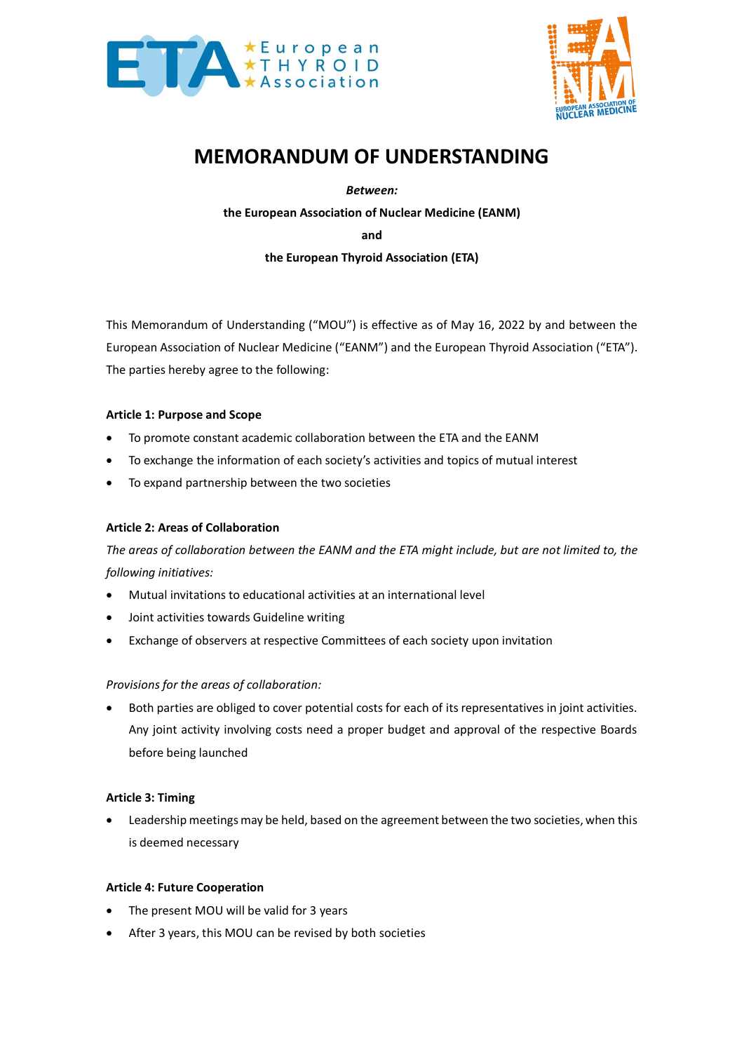# MEMORANDUM OF UNDERSTANDING

***Between:***

**the European Association of Nuclear Medicine (EANM)**

**and**

**the European Thyroid Association (ETA)**

This Memorandum of Understanding ("MOU") is effective as of May 16, 2022 by and between the European Association of Nuclear Medicine ("EANM") and the European Thyroid Association ("ETA"). The parties hereby agree to the following:

**Article 1: Purpose and Scope**

- To promote constant academic collaboration between the ETA and the EANM
- To exchange the information of each society's activities and topics of mutual interest
- To expand partnership between the two societies

**Article 2: Areas of Collaboration**

*The areas of collaboration between the EANM and the ETA might include, but are not limited to, the following initiatives:*

- Mutual invitations to educational activities at an international level
- Joint activities towards Guideline writing
- Exchange of observers at respective Committees of each society upon invitation

*Provisions for the areas of collaboration:*

- Both parties are obliged to cover potential costs for each of its representatives in joint activities. Any joint activity involving costs need a proper budget and approval of the respective Boards before being launched

**Article 3: Timing**

- Leadership meetings may be held, based on the agreement between the two societies, when this is deemed necessary

**Article 4: Future Cooperation**

- The present MOU will be valid for 3 years
- After 3 years, this MOU can be revised by both societies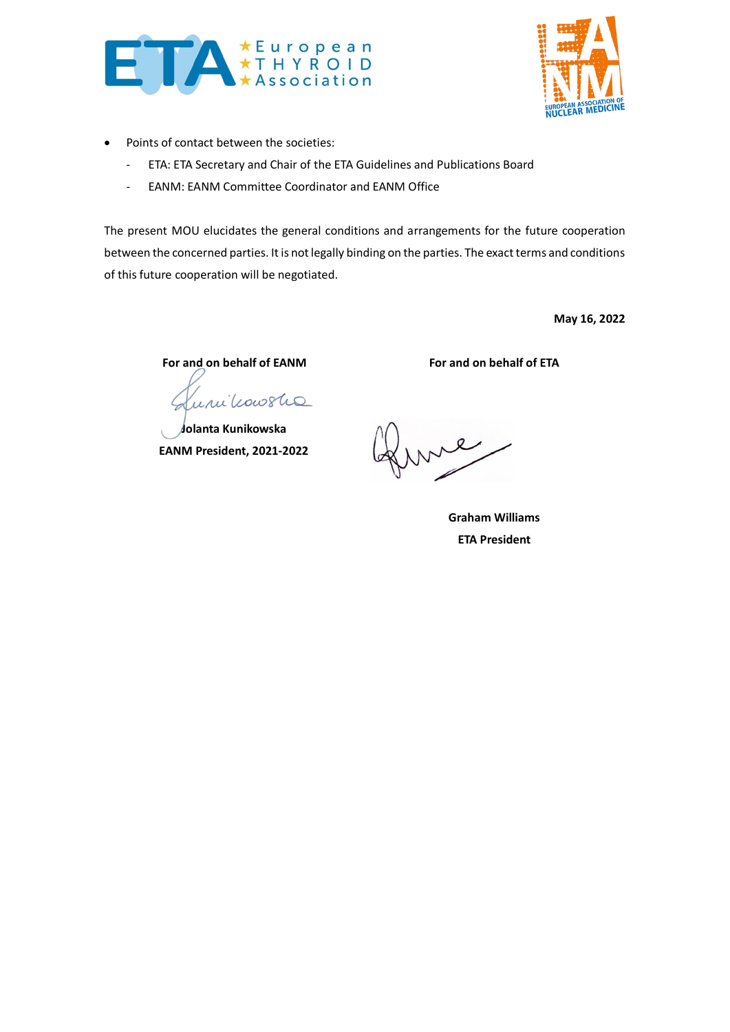- Points of contact between the societies:
  - ETA: ETA Secretary and Chair of the ETA Guidelines and Publications Board
  - EANM: EANM Committee Coordinator and EANM Office

The present MOU elucidates the general conditions and arrangements for the future cooperation between the concerned parties. It is not legally binding on the parties. The exact terms and conditions of this future cooperation will be negotiated.

**May 16, 2022**

**For and on behalf of EANM**

**Jolanta Kunikowska**

**EANM President, 2021-2022**

**For and on behalf of ETA**

**Graham Williams**

**ETA President**